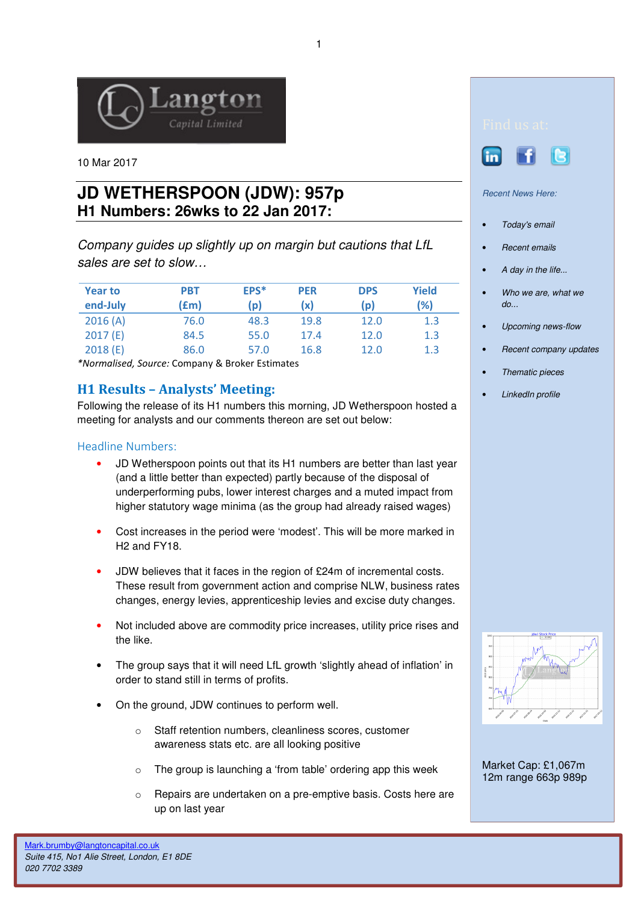10 Mar 2017

# JD WETHERSPOON (JDW): 957p
## H1 Numbers: 26wks to 22 Jan 2017:

*Company guides up slightly up on margin but cautions that LfL sales are set to slow…*

| Year to end-July | PBT (£m) | EPS* (p) | PER (x) | DPS (p) | Yield (%) |
|---|---|---|---|---|---|
| 2016 (A) | 76.0 | 48.3 | 19.8 | 12.0 | 1.3 |
| 2017 (E) | 84.5 | 55.0 | 17.4 | 12.0 | 1.3 |
| 2018 (E) | 86.0 | 57.0 | 16.8 | 12.0 | 1.3 |

**Normalised, Source:* Company & Broker Estimates

## H1 Results – Analysts' Meeting:

Following the release of its H1 numbers this morning, JD Wetherspoon hosted a meeting for analysts and our comments thereon are set out below:

### Headline Numbers:

- JD Wetherspoon points out that its H1 numbers are better than last year (and a little better than expected) partly because of the disposal of underperforming pubs, lower interest charges and a muted impact from higher statutory wage minima (as the group had already raised wages)
- Cost increases in the period were 'modest'. This will be more marked in H2 and FY18.
- JDW believes that it faces in the region of £24m of incremental costs. These result from government action and comprise NLW, business rates changes, energy levies, apprenticeship levies and excise duty changes.
- Not included above are commodity price increases, utility price rises and the like.
- The group says that it will need LfL growth 'slightly ahead of inflation' in order to stand still in terms of profits.
- On the ground, JDW continues to perform well.
  - Staff retention numbers, cleanliness scores, customer awareness stats etc. are all looking positive
  - The group is launching a 'from table' ordering app this week
  - Repairs are undertaken on a pre-emptive basis. Costs here are up on last year

Find us at:

*Recent News Here:*

- *Today's email*
- *Recent emails*
- *A day in the life...*
- *Who we are, what we do...*
- *Upcoming news-flow*
- *Recent company updates*
- *Thematic pieces*
- *LinkedIn profile*

Market Cap: £1,067m
12m range 663p 989p

Mark.brumby@langtoncapital.co.uk
*Suite 415, No1 Alie Street, London, E1 8DE*
*020 7702 3389*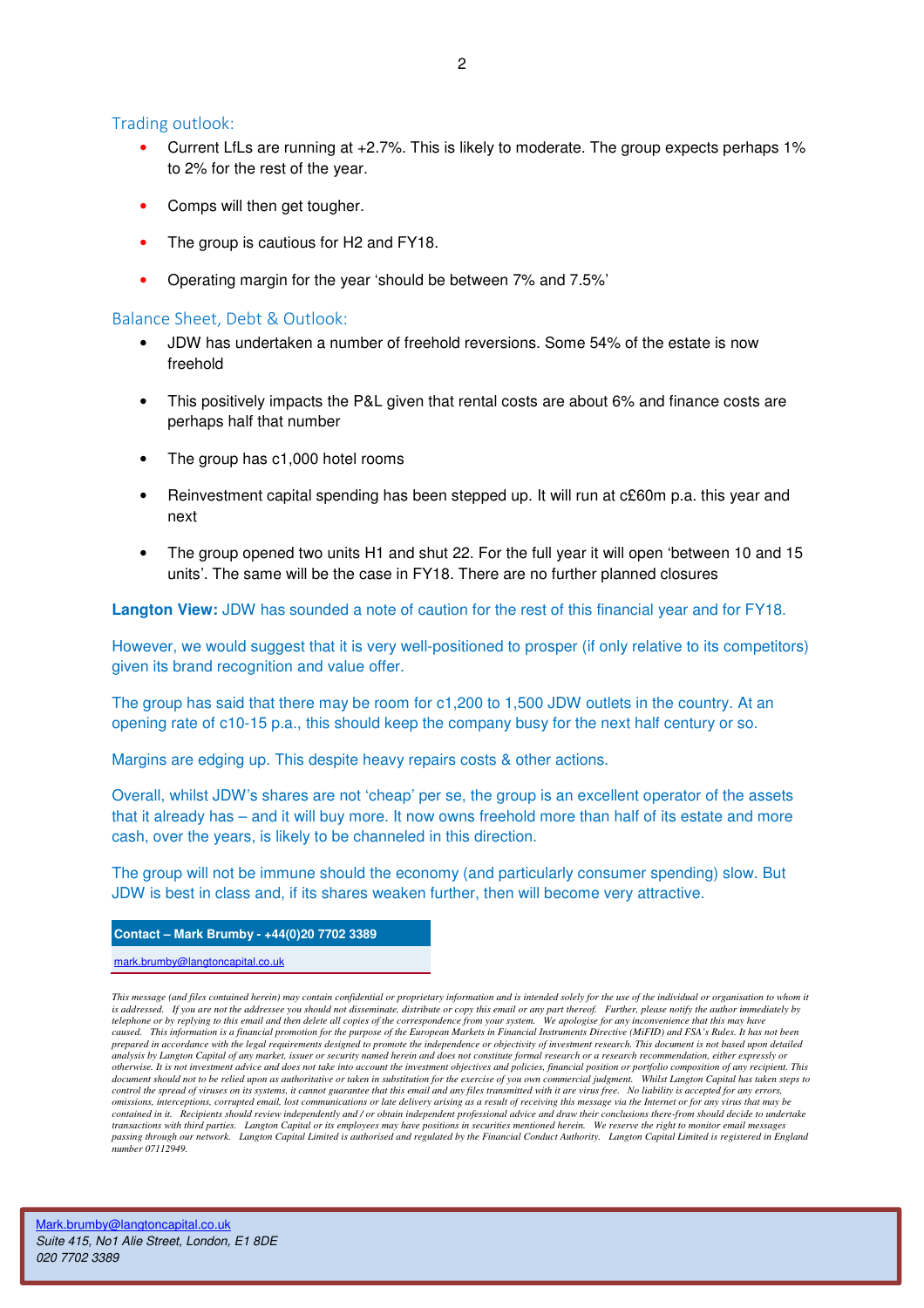## Trading outlook:

- Current LfLs are running at +2.7%. This is likely to moderate. The group expects perhaps 1% to 2% for the rest of the year.
- Comps will then get tougher.
- The group is cautious for H2 and FY18.
- Operating margin for the year 'should be between 7% and 7.5%'

## Balance Sheet, Debt & Outlook:

- JDW has undertaken a number of freehold reversions. Some 54% of the estate is now freehold
- This positively impacts the P&L given that rental costs are about 6% and finance costs are perhaps half that number
- The group has c1,000 hotel rooms
- Reinvestment capital spending has been stepped up. It will run at c£60m p.a. this year and next
- The group opened two units H1 and shut 22. For the full year it will open 'between 10 and 15 units'. The same will be the case in FY18. There are no further planned closures

**Langton View:** JDW has sounded a note of caution for the rest of this financial year and for FY18.

However, we would suggest that it is very well-positioned to prosper (if only relative to its competitors) given its brand recognition and value offer.

The group has said that there may be room for c1,200 to 1,500 JDW outlets in the country. At an opening rate of c10-15 p.a., this should keep the company busy for the next half century or so.

Margins are edging up. This despite heavy repairs costs & other actions.

Overall, whilst JDW's shares are not 'cheap' per se, the group is an excellent operator of the assets that it already has – and it will buy more. It now owns freehold more than half of its estate and more cash, over the years, is likely to be channeled in this direction.

The group will not be immune should the economy (and particularly consumer spending) slow. But JDW is best in class and, if its shares weaken further, then will become very attractive.

**Contact – Mark Brumby - +44(0)20 7702 3389**

mark.brumby@langtoncapital.co.uk

*This message (and files contained herein) may contain confidential or proprietary information and is intended solely for the use of the individual or organisation to whom it is addressed. If you are not the addressee you should not disseminate, distribute or copy this email or any part thereof. Further, please notify the author immediately by telephone or by replying to this email and then delete all copies of the correspondence from your system. We apologise for any inconvenience that this may have caused. This information is a financial promotion for the purpose of the European Markets in Financial Instruments Directive (MiFID) and FSA's Rules. It has not been prepared in accordance with the legal requirements designed to promote the independence or objectivity of investment research. This document is not based upon detailed analysis by Langton Capital of any market, issuer or security named herein and does not constitute formal research or a research recommendation, either expressly or otherwise. It is not investment advice and does not take into account the investment objectives and policies, financial position or portfolio composition of any recipient. This document should not to be relied upon as authoritative or taken in substitution for the exercise of you own commercial judgment. Whilst Langton Capital has taken steps to control the spread of viruses on its systems, it cannot guarantee that this email and any files transmitted with it are virus free. No liability is accepted for any errors, omissions, interceptions, corrupted email, lost communications or late delivery arising as a result of receiving this message via the Internet or for any virus that may be contained in it. Recipients should review independently and / or obtain independent professional advice and draw their conclusions there-from should decide to undertake transactions with third parties. Langton Capital or its employees may have positions in securities mentioned herein. We reserve the right to monitor email messages passing through our network. Langton Capital Limited is authorised and regulated by the Financial Conduct Authority. Langton Capital Limited is registered in England number 07112949.*

Mark.brumby@langtoncapital.co.uk
*Suite 415, No1 Alie Street, London, E1 8DE*
*020 7702 3389*